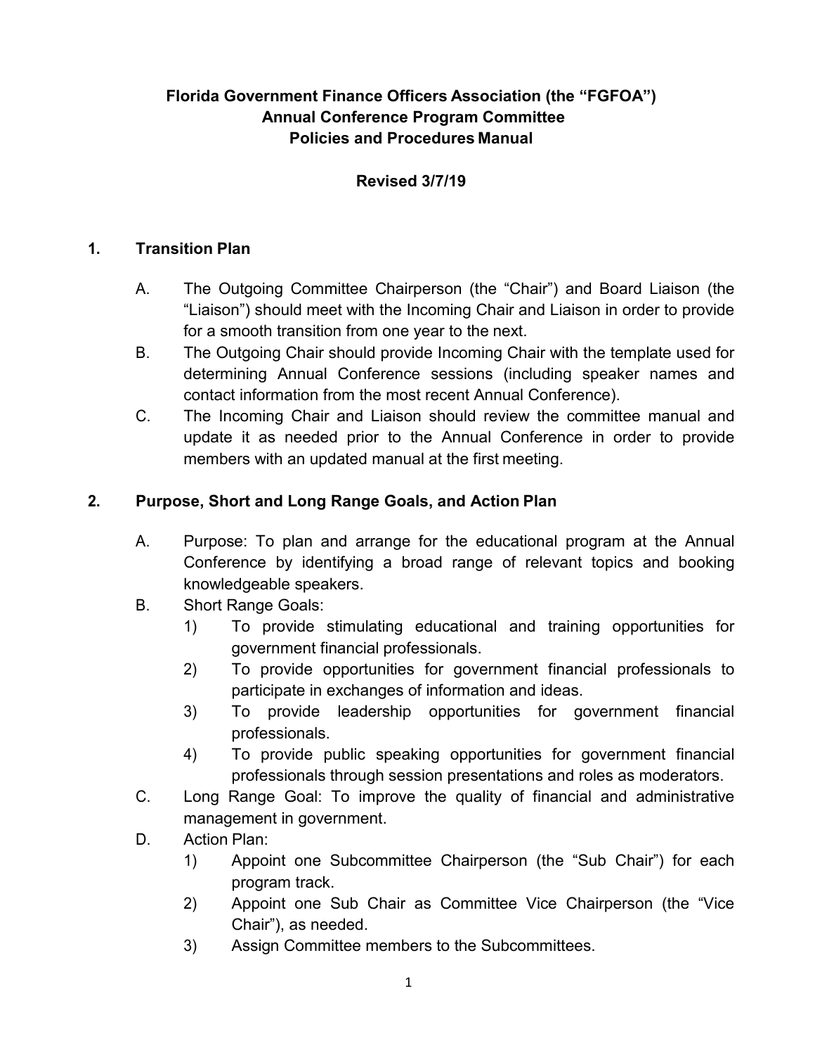# Florida Government Finance Officers Association (the "FGFOA")
# Annual Conference Program Committee
# Policies and Procedures Manual

**Revised 3/7/19**

## 1. Transition Plan

A. The Outgoing Committee Chairperson (the "Chair") and Board Liaison (the "Liaison") should meet with the Incoming Chair and Liaison in order to provide for a smooth transition from one year to the next.

B. The Outgoing Chair should provide Incoming Chair with the template used for determining Annual Conference sessions (including speaker names and contact information from the most recent Annual Conference).

C. The Incoming Chair and Liaison should review the committee manual and update it as needed prior to the Annual Conference in order to provide members with an updated manual at the first meeting.

## 2. Purpose, Short and Long Range Goals, and Action Plan

A. Purpose: To plan and arrange for the educational program at the Annual Conference by identifying a broad range of relevant topics and booking knowledgeable speakers.

B. Short Range Goals:

1) To provide stimulating educational and training opportunities for government financial professionals.
2) To provide opportunities for government financial professionals to participate in exchanges of information and ideas.
3) To provide leadership opportunities for government financial professionals.
4) To provide public speaking opportunities for government financial professionals through session presentations and roles as moderators.

C. Long Range Goal: To improve the quality of financial and administrative management in government.

D. Action Plan:

1) Appoint one Subcommittee Chairperson (the "Sub Chair") for each program track.
2) Appoint one Sub Chair as Committee Vice Chairperson (the "Vice Chair"), as needed.
3) Assign Committee members to the Subcommittees.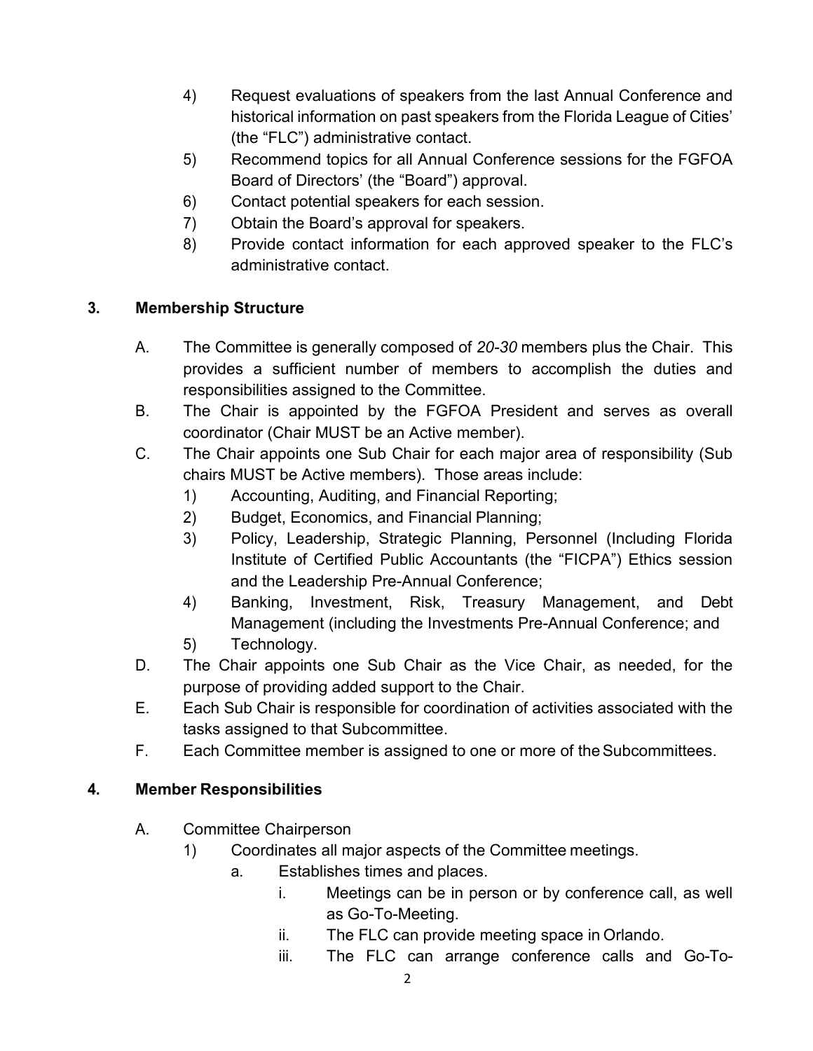4) Request evaluations of speakers from the last Annual Conference and historical information on past speakers from the Florida League of Cities' (the "FLC") administrative contact.
5) Recommend topics for all Annual Conference sessions for the FGFOA Board of Directors' (the "Board") approval.
6) Contact potential speakers for each session.
7) Obtain the Board's approval for speakers.
8) Provide contact information for each approved speaker to the FLC's administrative contact.

## 3. Membership Structure

A. The Committee is generally composed of *20-30* members plus the Chair. This provides a sufficient number of members to accomplish the duties and responsibilities assigned to the Committee.

B. The Chair is appointed by the FGFOA President and serves as overall coordinator (Chair MUST be an Active member).

C. The Chair appoints one Sub Chair for each major area of responsibility (Sub chairs MUST be Active members). Those areas include:
   1) Accounting, Auditing, and Financial Reporting;
   2) Budget, Economics, and Financial Planning;
   3) Policy, Leadership, Strategic Planning, Personnel (Including Florida Institute of Certified Public Accountants (the "FICPA") Ethics session and the Leadership Pre-Annual Conference;
   4) Banking, Investment, Risk, Treasury Management, and Debt Management (including the Investments Pre-Annual Conference; and
   5) Technology.

D. The Chair appoints one Sub Chair as the Vice Chair, as needed, for the purpose of providing added support to the Chair.

E. Each Sub Chair is responsible for coordination of activities associated with the tasks assigned to that Subcommittee.

F. Each Committee member is assigned to one or more of the Subcommittees.

## 4. Member Responsibilities

A. Committee Chairperson
   1) Coordinates all major aspects of the Committee meetings.
      a. Establishes times and places.
         i. Meetings can be in person or by conference call, as well as Go-To-Meeting.
         ii. The FLC can provide meeting space in Orlando.
         iii. The FLC can arrange conference calls and Go-To-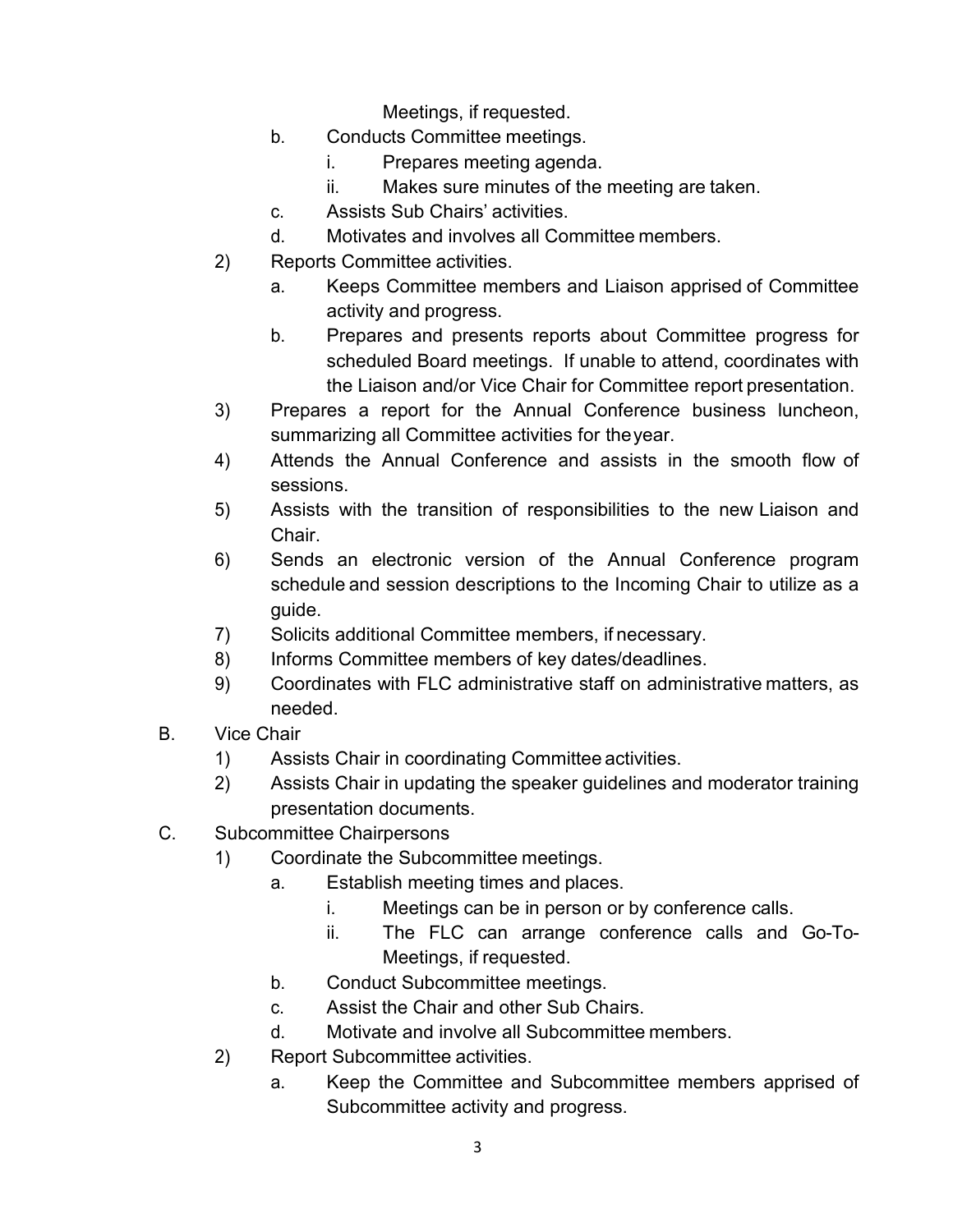Meetings, if requested.

   b. Conducts Committee meetings.
      i. Prepares meeting agenda.
      ii. Makes sure minutes of the meeting are taken.
   c. Assists Sub Chairs' activities.
   d. Motivates and involves all Committee members.

2) Reports Committee activities.
   a. Keeps Committee members and Liaison apprised of Committee activity and progress.
   b. Prepares and presents reports about Committee progress for scheduled Board meetings. If unable to attend, coordinates with the Liaison and/or Vice Chair for Committee report presentation.
3) Prepares a report for the Annual Conference business luncheon, summarizing all Committee activities for the year.
4) Attends the Annual Conference and assists in the smooth flow of sessions.
5) Assists with the transition of responsibilities to the new Liaison and Chair.
6) Sends an electronic version of the Annual Conference program schedule and session descriptions to the Incoming Chair to utilize as a guide.
7) Solicits additional Committee members, if necessary.
8) Informs Committee members of key dates/deadlines.
9) Coordinates with FLC administrative staff on administrative matters, as needed.

B. Vice Chair
   1) Assists Chair in coordinating Committee activities.
   2) Assists Chair in updating the speaker guidelines and moderator training presentation documents.

C. Subcommittee Chairpersons
   1) Coordinate the Subcommittee meetings.
      a. Establish meeting times and places.
         i. Meetings can be in person or by conference calls.
         ii. The FLC can arrange conference calls and Go-To-Meetings, if requested.
      b. Conduct Subcommittee meetings.
      c. Assist the Chair and other Sub Chairs.
      d. Motivate and involve all Subcommittee members.
   2) Report Subcommittee activities.
      a. Keep the Committee and Subcommittee members apprised of Subcommittee activity and progress.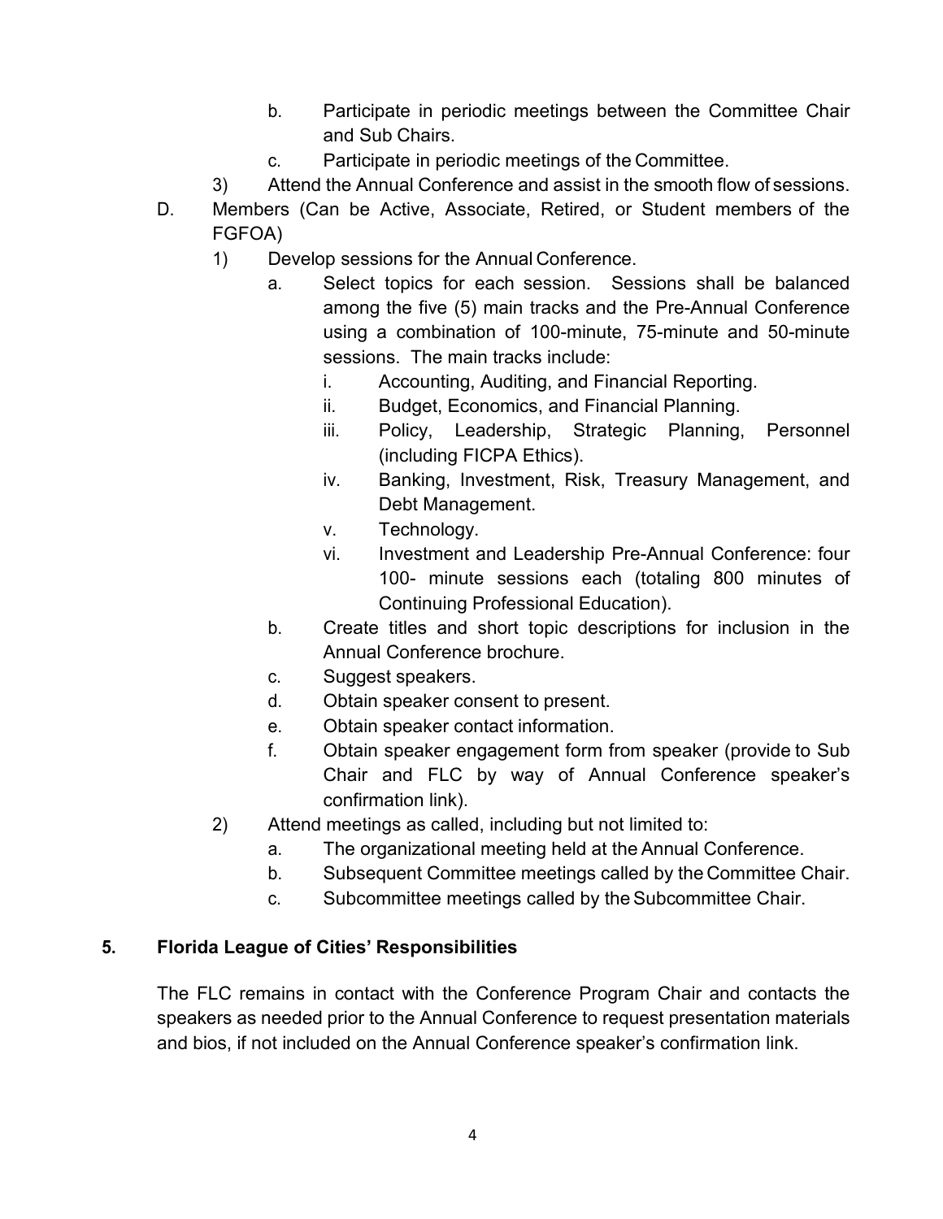- b. Participate in periodic meetings between the Committee Chair and Sub Chairs.
   - c. Participate in periodic meetings of the Committee.
3) Attend the Annual Conference and assist in the smooth flow of sessions.

D. Members (Can be Active, Associate, Retired, or Student members of the FGFOA)

1) Develop sessions for the Annual Conference.
   - a. Select topics for each session. Sessions shall be balanced among the five (5) main tracks and the Pre-Annual Conference using a combination of 100-minute, 75-minute and 50-minute sessions. The main tracks include:
     - i. Accounting, Auditing, and Financial Reporting.
     - ii. Budget, Economics, and Financial Planning.
     - iii. Policy, Leadership, Strategic Planning, Personnel (including FICPA Ethics).
     - iv. Banking, Investment, Risk, Treasury Management, and Debt Management.
     - v. Technology.
     - vi. Investment and Leadership Pre-Annual Conference: four 100- minute sessions each (totaling 800 minutes of Continuing Professional Education).
   - b. Create titles and short topic descriptions for inclusion in the Annual Conference brochure.
   - c. Suggest speakers.
   - d. Obtain speaker consent to present.
   - e. Obtain speaker contact information.
   - f. Obtain speaker engagement form from speaker (provide to Sub Chair and FLC by way of Annual Conference speaker's confirmation link).
2) Attend meetings as called, including but not limited to:
   - a. The organizational meeting held at the Annual Conference.
   - b. Subsequent Committee meetings called by the Committee Chair.
   - c. Subcommittee meetings called by the Subcommittee Chair.

## 5. Florida League of Cities' Responsibilities

The FLC remains in contact with the Conference Program Chair and contacts the speakers as needed prior to the Annual Conference to request presentation materials and bios, if not included on the Annual Conference speaker's confirmation link.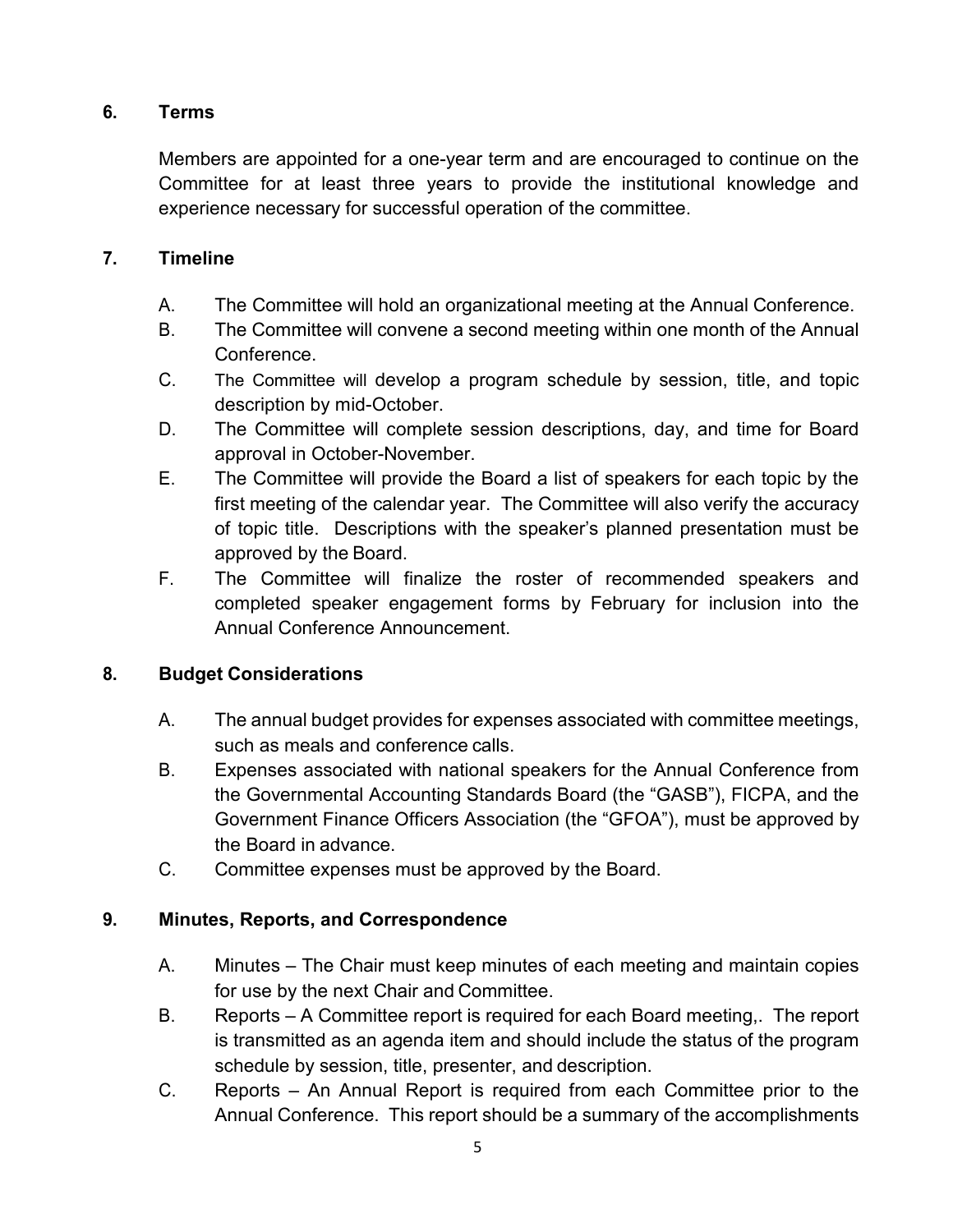## 6. Terms

Members are appointed for a one-year term and are encouraged to continue on the Committee for at least three years to provide the institutional knowledge and experience necessary for successful operation of the committee.

## 7. Timeline

A. The Committee will hold an organizational meeting at the Annual Conference.

B. The Committee will convene a second meeting within one month of the Annual Conference.

C. The Committee will develop a program schedule by session, title, and topic description by mid-October.

D. The Committee will complete session descriptions, day, and time for Board approval in October-November.

E. The Committee will provide the Board a list of speakers for each topic by the first meeting of the calendar year. The Committee will also verify the accuracy of topic title. Descriptions with the speaker's planned presentation must be approved by the Board.

F. The Committee will finalize the roster of recommended speakers and completed speaker engagement forms by February for inclusion into the Annual Conference Announcement.

## 8. Budget Considerations

A. The annual budget provides for expenses associated with committee meetings, such as meals and conference calls.

B. Expenses associated with national speakers for the Annual Conference from the Governmental Accounting Standards Board (the "GASB"), FICPA, and the Government Finance Officers Association (the "GFOA"), must be approved by the Board in advance.

C. Committee expenses must be approved by the Board.

## 9. Minutes, Reports, and Correspondence

A. Minutes – The Chair must keep minutes of each meeting and maintain copies for use by the next Chair and Committee.

B. Reports – A Committee report is required for each Board meeting,. The report is transmitted as an agenda item and should include the status of the program schedule by session, title, presenter, and description.

C. Reports – An Annual Report is required from each Committee prior to the Annual Conference. This report should be a summary of the accomplishments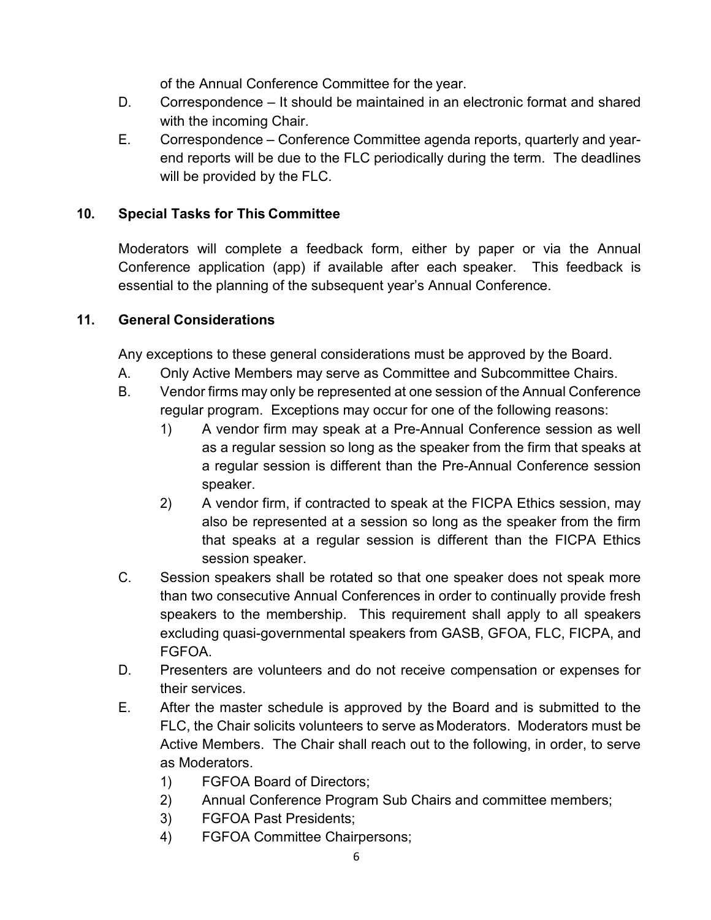of the Annual Conference Committee for the year.

D. Correspondence – It should be maintained in an electronic format and shared with the incoming Chair.

E. Correspondence – Conference Committee agenda reports, quarterly and year-end reports will be due to the FLC periodically during the term. The deadlines will be provided by the FLC.

## 10. Special Tasks for This Committee

Moderators will complete a feedback form, either by paper or via the Annual Conference application (app) if available after each speaker. This feedback is essential to the planning of the subsequent year's Annual Conference.

## 11. General Considerations

Any exceptions to these general considerations must be approved by the Board.

A. Only Active Members may serve as Committee and Subcommittee Chairs.

B. Vendor firms may only be represented at one session of the Annual Conference regular program. Exceptions may occur for one of the following reasons:

1) A vendor firm may speak at a Pre-Annual Conference session as well as a regular session so long as the speaker from the firm that speaks at a regular session is different than the Pre-Annual Conference session speaker.

2) A vendor firm, if contracted to speak at the FICPA Ethics session, may also be represented at a session so long as the speaker from the firm that speaks at a regular session is different than the FICPA Ethics session speaker.

C. Session speakers shall be rotated so that one speaker does not speak more than two consecutive Annual Conferences in order to continually provide fresh speakers to the membership. This requirement shall apply to all speakers excluding quasi-governmental speakers from GASB, GFOA, FLC, FICPA, and FGFOA.

D. Presenters are volunteers and do not receive compensation or expenses for their services.

E. After the master schedule is approved by the Board and is submitted to the FLC, the Chair solicits volunteers to serve as Moderators. Moderators must be Active Members. The Chair shall reach out to the following, in order, to serve as Moderators.

1) FGFOA Board of Directors;
2) Annual Conference Program Sub Chairs and committee members;
3) FGFOA Past Presidents;
4) FGFOA Committee Chairpersons;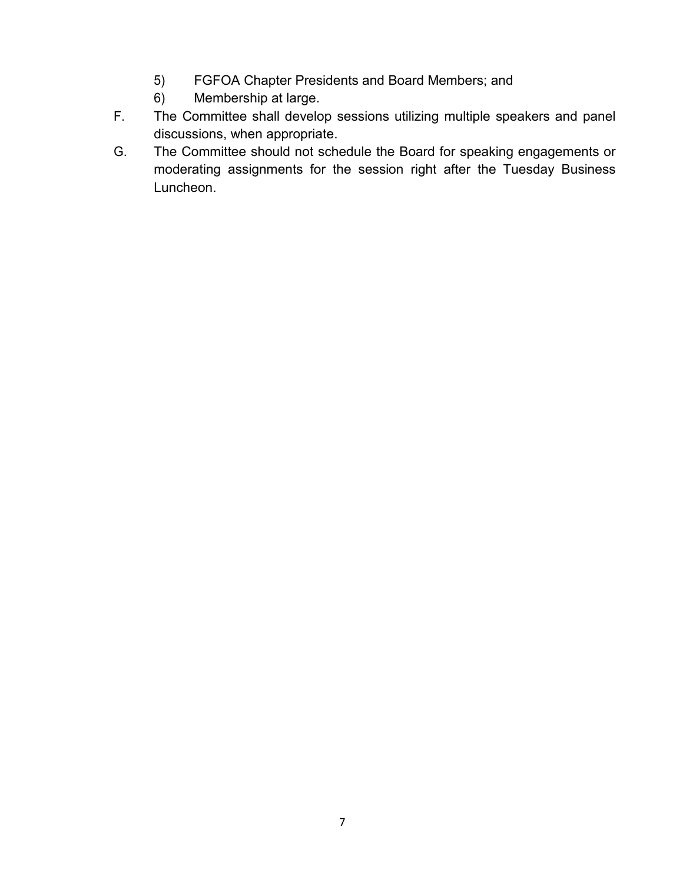5) FGFOA Chapter Presidents and Board Members; and
6) Membership at large.

F. The Committee shall develop sessions utilizing multiple speakers and panel discussions, when appropriate.

G. The Committee should not schedule the Board for speaking engagements or moderating assignments for the session right after the Tuesday Business Luncheon.